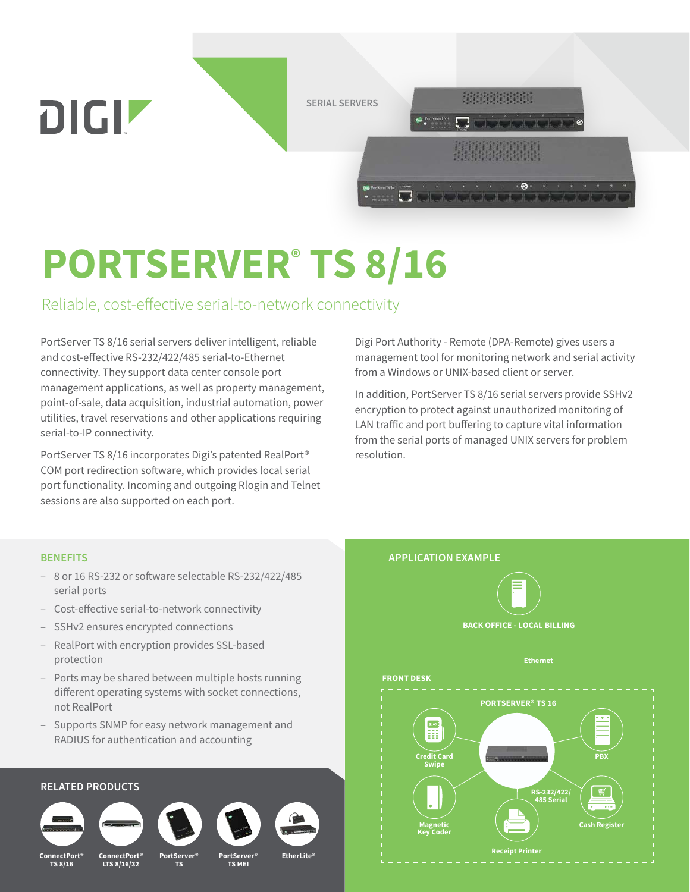SERIAL SERVERS

# PORTSERVER® TS 8/16

## Reliable, cost-effective serial-to-network connectivity

PortServer TS 8/16 serial servers deliver intelligent, reliable and cost-effective RS-232/422/485 serial-to-Ethernet connectivity. They support data center console port management applications, as well as property management, point-of-sale, data acquisition, industrial automation, power utilities, travel reservations and other applications requiring serial-to-IP connectivity.

PortServer TS 8/16 incorporates Digi's patented RealPort® COM port redirection software, which provides local serial port functionality. Incoming and outgoing Rlogin and Telnet sessions are also supported on each port.

Digi Port Authority - Remote (DPA-Remote) gives users a management tool for monitoring network and serial activity from a Windows or UNIX-based client or server.

In addition, PortServer TS 8/16 serial servers provide SSHv2 encryption to protect against unauthorized monitoring of LAN traffic and port buffering to capture vital information from the serial ports of managed UNIX servers for problem resolution.

### BENEFITS

- 8 or 16 RS-232 or software selectable RS-232/422/485 serial ports
- Cost-effective serial-to-network connectivity
- SSHv2 ensures encrypted connections
- RealPort with encryption provides SSL-based protection
- Ports may be shared between multiple hosts running different operating systems with socket connections, not RealPort
- Supports SNMP for easy network management and RADIUS for authentication and accounting

### RELATED PRODUCTS

- ConnectPort® TS 8/16
- ConnectPort® LTS 8/16/32
- PortServer® TS
- PortServer® TS MEI
- EtherLite®

### APPLICATION EXAMPLE

BACK OFFICE - LOCAL BILLING

Ethernet

FRONT DESK

PORTSERVER® TS 16

Credit Card Swipe

PBX

RS-232/422/485 Serial

Magnetic Key Coder

Cash Register

Receipt Printer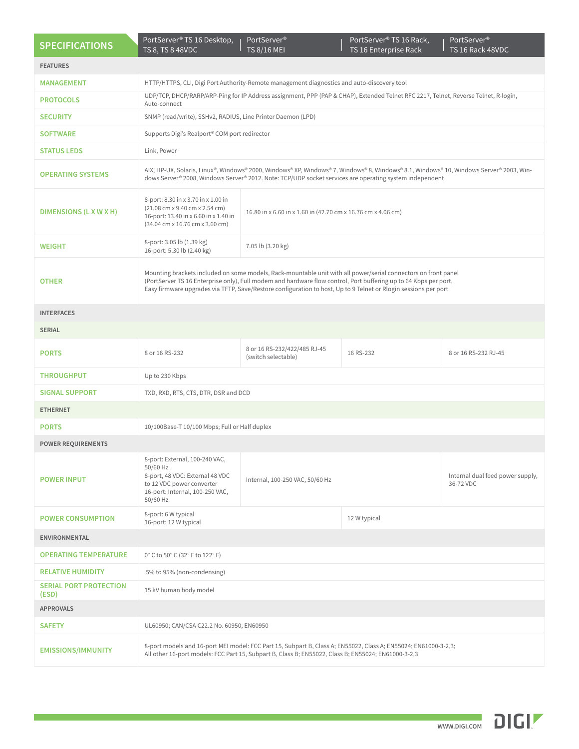| SPECIFICATIONS | PortServer® TS 16 Desktop, TS 8, TS 8 48VDC | PortServer® TS 8/16 MEI | PortServer® TS 16 Rack, TS 16 Enterprise Rack | PortServer® TS 16 Rack 48VDC |
|---|---|---|---|---|
| **FEATURES** | | | | |
| **MANAGEMENT** | HTTP/HTTPS, CLI, Digi Port Authority-Remote management diagnostics and auto-discovery tool | | | |
| **PROTOCOLS** | UDP/TCP, DHCP/RARP/ARP-Ping for IP Address assignment, PPP (PAP & CHAP), Extended Telnet RFC 2217, Telnet, Reverse Telnet, R-login, Auto-connect | | | |
| **SECURITY** | SNMP (read/write), SSHv2, RADIUS, Line Printer Daemon (LPD) | | | |
| **SOFTWARE** | Supports Digi's Realport® COM port redirector | | | |
| **STATUS LEDS** | Link, Power | | | |
| **OPERATING SYSTEMS** | AIX, HP-UX, Solaris, Linux®, Windows® 2000, Windows® XP, Windows® 7, Windows® 8, Windows® 8.1, Windows® 10, Windows Server® 2003, Windows Server® 2008, Windows Server® 2012. Note: TCP/UDP socket services are operating system independent | | | |
| **DIMENSIONS (L X W X H)** | 8-port: 8.30 in x 3.70 in x 1.00 in (21.08 cm x 9.40 cm x 2.54 cm) 16-port: 13.40 in x 6.60 in x 1.40 in (34.04 cm x 16.76 cm x 3.60 cm) | 16.80 in x 6.60 in x 1.60 in (42.70 cm x 16.76 cm x 4.06 cm) | | |
| **WEIGHT** | 8-port: 3.05 lb (1.39 kg) 16-port: 5.30 lb (2.40 kg) | 7.05 lb (3.20 kg) | | |
| **OTHER** | Mounting brackets included on some models, Rack-mountable unit with all power/serial connectors on front panel (PortServer TS 16 Enterprise only), Full modem and hardware flow control, Port buffering up to 64 Kbps per port, Easy firmware upgrades via TFTP, Save/Restore configuration to host, Up to 9 Telnet or Rlogin sessions per port | | | |
| **INTERFACES** | | | | |
| **SERIAL** | | | | |
| **PORTS** | 8 or 16 RS-232 | 8 or 16 RS-232/422/485 RJ-45 (switch selectable) | 16 RS-232 | 8 or 16 RS-232 RJ-45 |
| **THROUGHPUT** | Up to 230 Kbps | | | |
| **SIGNAL SUPPORT** | TXD, RXD, RTS, CTS, DTR, DSR and DCD | | | |
| **ETHERNET** | | | | |
| **PORTS** | 10/100Base-T 10/100 Mbps; Full or Half duplex | | | |
| **POWER REQUIREMENTS** | | | | |
| **POWER INPUT** | 8-port: External, 100-240 VAC, 50/60 Hz 8-port, 48 VDC: External 48 VDC to 12 VDC power converter 16-port: Internal, 100-250 VAC, 50/60 Hz | Internal, 100-250 VAC, 50/60 Hz | | Internal dual feed power supply, 36-72 VDC |
| **POWER CONSUMPTION** | 8-port: 6 W typical 16-port: 12 W typical | | 12 W typical | |
| **ENVIRONMENTAL** | | | | |
| **OPERATING TEMPERATURE** | 0° C to 50° C (32° F to 122° F) | | | |
| **RELATIVE HUMIDITY** | 5% to 95% (non-condensing) | | | |
| **SERIAL PORT PROTECTION (ESD)** | 15 kV human body model | | | |
| **APPROVALS** | | | | |
| **SAFETY** | UL60950; CAN/CSA C22.2 No. 60950; EN60950 | | | |
| **EMISSIONS/IMMUNITY** | 8-port models and 16-port MEI model: FCC Part 15, Subpart B, Class A; EN55022, Class A; EN55024; EN61000-3-2,3; All other 16-port models: FCC Part 15, Subpart B, Class B; EN55022, Class B; EN55024; EN61000-3-2,3 | | | |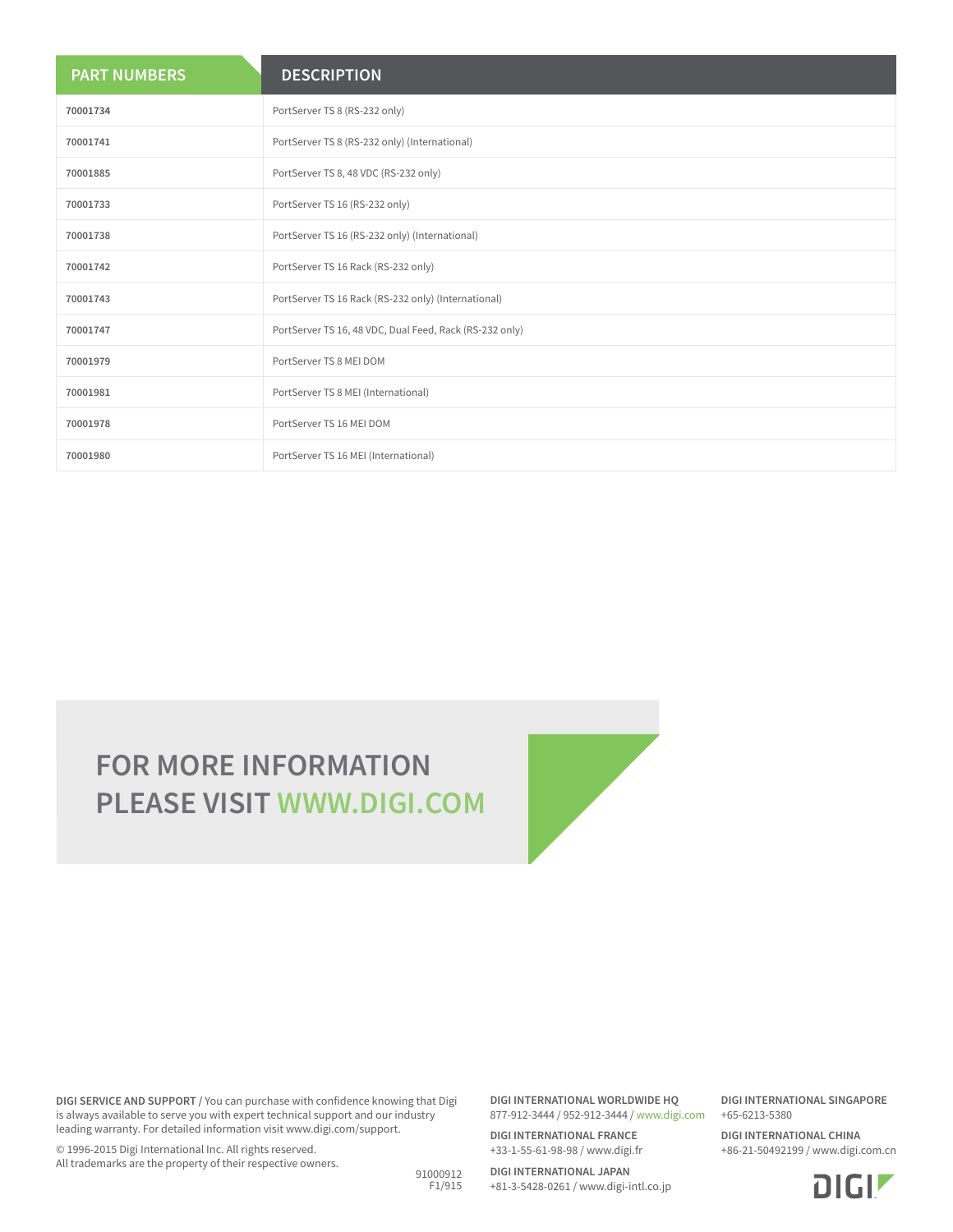| PART NUMBERS | DESCRIPTION |
| --- | --- |
| 70001734 | PortServer TS 8 (RS-232 only) |
| 70001741 | PortServer TS 8 (RS-232 only) (International) |
| 70001885 | PortServer TS 8, 48 VDC (RS-232 only) |
| 70001733 | PortServer TS 16 (RS-232 only) |
| 70001738 | PortServer TS 16 (RS-232 only) (International) |
| 70001742 | PortServer TS 16 Rack (RS-232 only) |
| 70001743 | PortServer TS 16 Rack (RS-232 only) (International) |
| 70001747 | PortServer TS 16, 48 VDC, Dual Feed, Rack (RS-232 only) |
| 70001979 | PortServer TS 8 MEI DOM |
| 70001981 | PortServer TS 8 MEI (International) |
| 70001978 | PortServer TS 16 MEI DOM |
| 70001980 | PortServer TS 16 MEI (International) |

## FOR MORE INFORMATION PLEASE VISIT WWW.DIGI.COM

**DIGI SERVICE AND SUPPORT /** You can purchase with confidence knowing that Digi is always available to serve you with expert technical support and our industry leading warranty. For detailed information visit www.digi.com/support.

© 1996-2015 Digi International Inc. All rights reserved.
All trademarks are the property of their respective owners.

91000912
F1/915

**DIGI INTERNATIONAL WORLDWIDE HQ**
877-912-3444 / 952-912-3444 / www.digi.com

**DIGI INTERNATIONAL FRANCE**
+33-1-55-61-98-98 / www.digi.fr

**DIGI INTERNATIONAL JAPAN**
+81-3-5428-0261 / www.digi-intl.co.jp

**DIGI INTERNATIONAL SINGAPORE**
+65-6213-5380

**DIGI INTERNATIONAL CHINA**
+86-21-50492199 / www.digi.com.cn

DIGI